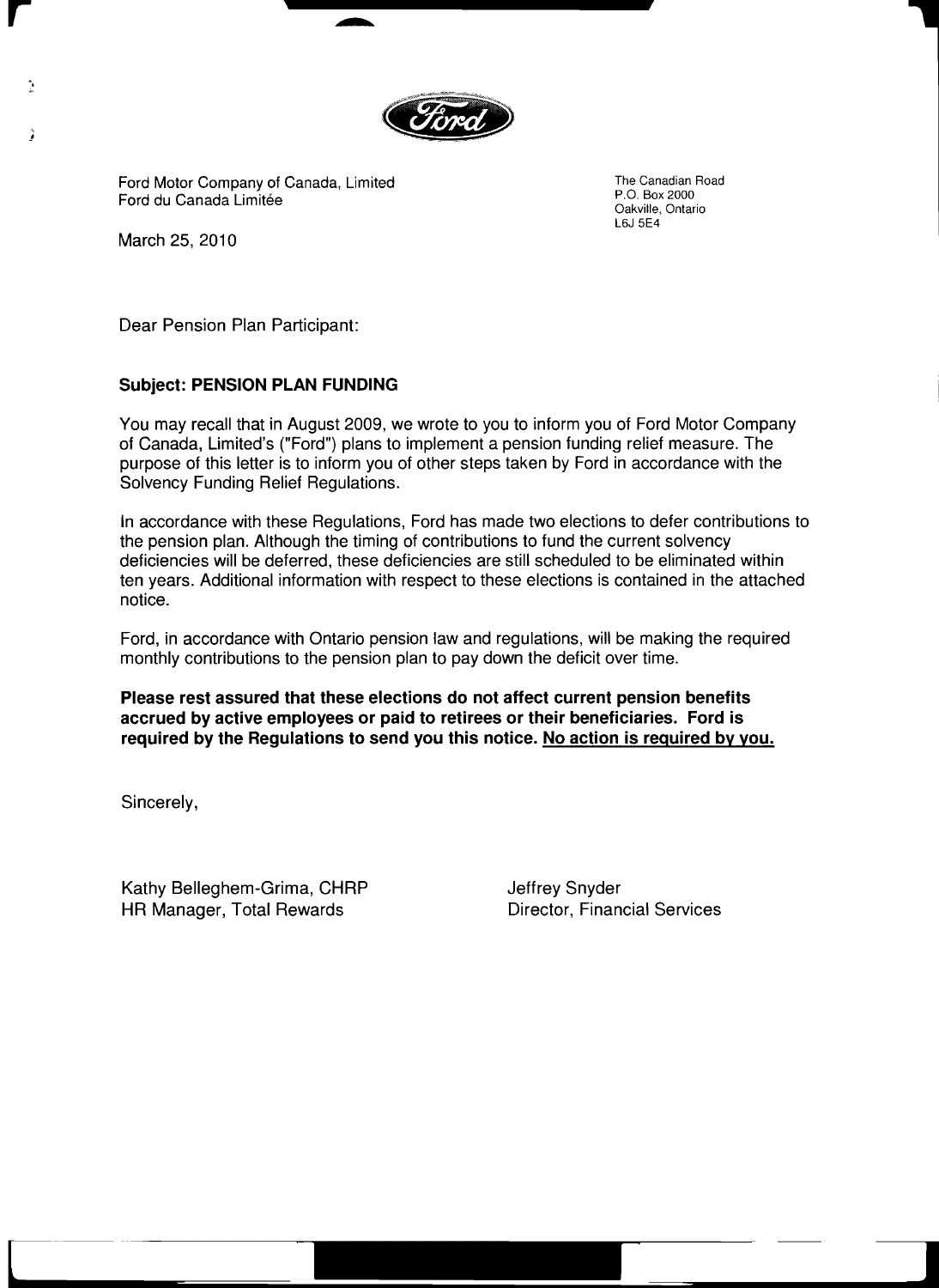Ford Motor Company of Canada, Limited
Ford du Canada Limitée

The Canadian Road
P.O. Box 2000
Oakville, Ontario
L6J 5E4

March 25, 2010

Dear Pension Plan Participant:

**Subject: PENSION PLAN FUNDING**

You may recall that in August 2009, we wrote to you to inform you of Ford Motor Company of Canada, Limited's ("Ford") plans to implement a pension funding relief measure. The purpose of this letter is to inform you of other steps taken by Ford in accordance with the Solvency Funding Relief Regulations.

In accordance with these Regulations, Ford has made two elections to defer contributions to the pension plan. Although the timing of contributions to fund the current solvency deficiencies will be deferred, these deficiencies are still scheduled to be eliminated within ten years. Additional information with respect to these elections is contained in the attached notice.

Ford, in accordance with Ontario pension law and regulations, will be making the required monthly contributions to the pension plan to pay down the deficit over time.

**Please rest assured that these elections do not affect current pension benefits accrued by active employees or paid to retirees or their beneficiaries. Ford is required by the Regulations to send you this notice. <u>No action is required by you.</u>**

Sincerely,

Kathy Belleghem-Grima, CHRP
HR Manager, Total Rewards

Jeffrey Snyder
Director, Financial Services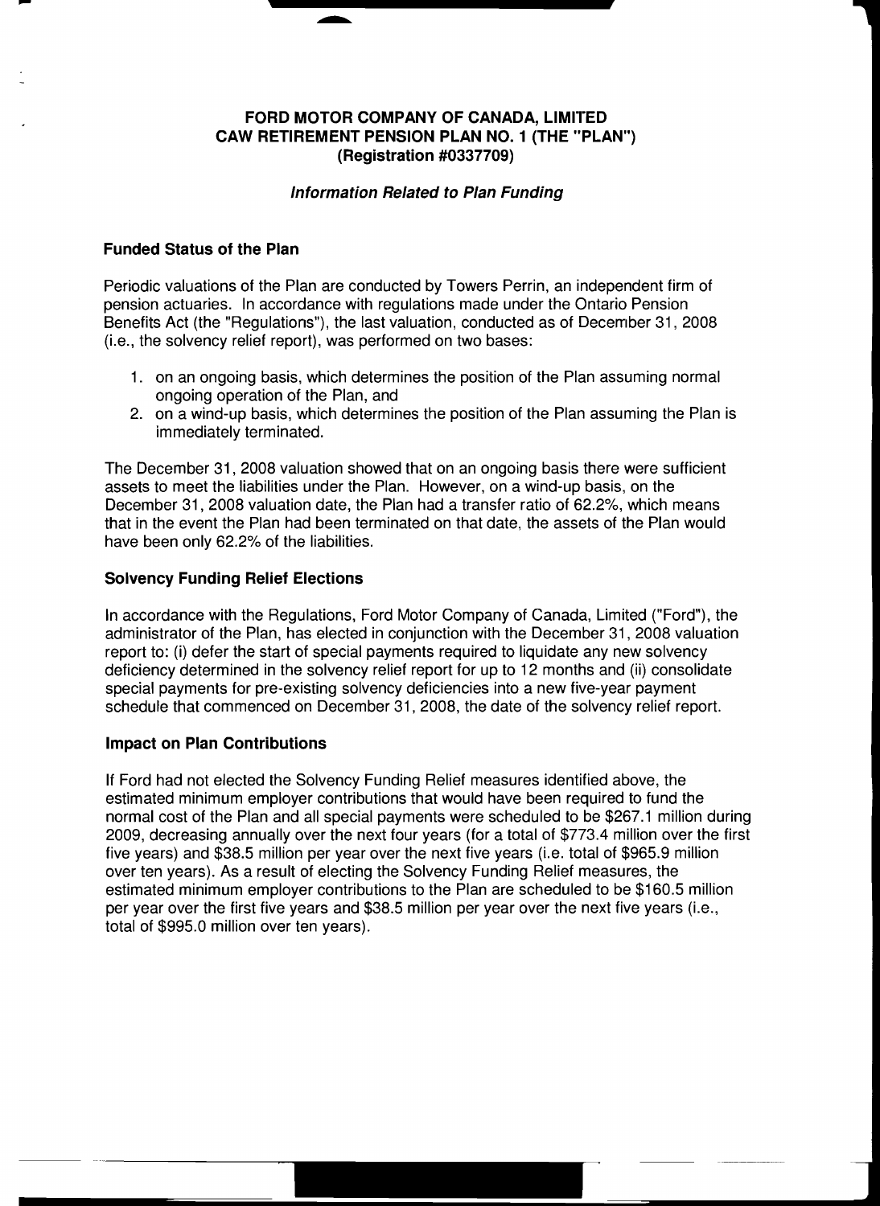# FORD MOTOR COMPANY OF CANADA, LIMITED
# CAW RETIREMENT PENSION PLAN NO. 1 (THE "PLAN")
# (Registration #0337709)

### *Information Related to Plan Funding*

## Funded Status of the Plan

Periodic valuations of the Plan are conducted by Towers Perrin, an independent firm of pension actuaries. In accordance with regulations made under the Ontario Pension Benefits Act (the "Regulations"), the last valuation, conducted as of December 31, 2008 (i.e., the solvency relief report), was performed on two bases:

1. on an ongoing basis, which determines the position of the Plan assuming normal ongoing operation of the Plan, and
2. on a wind-up basis, which determines the position of the Plan assuming the Plan is immediately terminated.

The December 31, 2008 valuation showed that on an ongoing basis there were sufficient assets to meet the liabilities under the Plan. However, on a wind-up basis, on the December 31, 2008 valuation date, the Plan had a transfer ratio of 62.2%, which means that in the event the Plan had been terminated on that date, the assets of the Plan would have been only 62.2% of the liabilities.

## Solvency Funding Relief Elections

In accordance with the Regulations, Ford Motor Company of Canada, Limited ("Ford"), the administrator of the Plan, has elected in conjunction with the December 31, 2008 valuation report to: (i) defer the start of special payments required to liquidate any new solvency deficiency determined in the solvency relief report for up to 12 months and (ii) consolidate special payments for pre-existing solvency deficiencies into a new five-year payment schedule that commenced on December 31, 2008, the date of the solvency relief report.

## Impact on Plan Contributions

If Ford had not elected the Solvency Funding Relief measures identified above, the estimated minimum employer contributions that would have been required to fund the normal cost of the Plan and all special payments were scheduled to be $267.1 million during 2009, decreasing annually over the next four years (for a total of $773.4 million over the first five years) and $38.5 million per year over the next five years (i.e. total of $965.9 million over ten years). As a result of electing the Solvency Funding Relief measures, the estimated minimum employer contributions to the Plan are scheduled to be $160.5 million per year over the first five years and $38.5 million per year over the next five years (i.e., total of $995.0 million over ten years).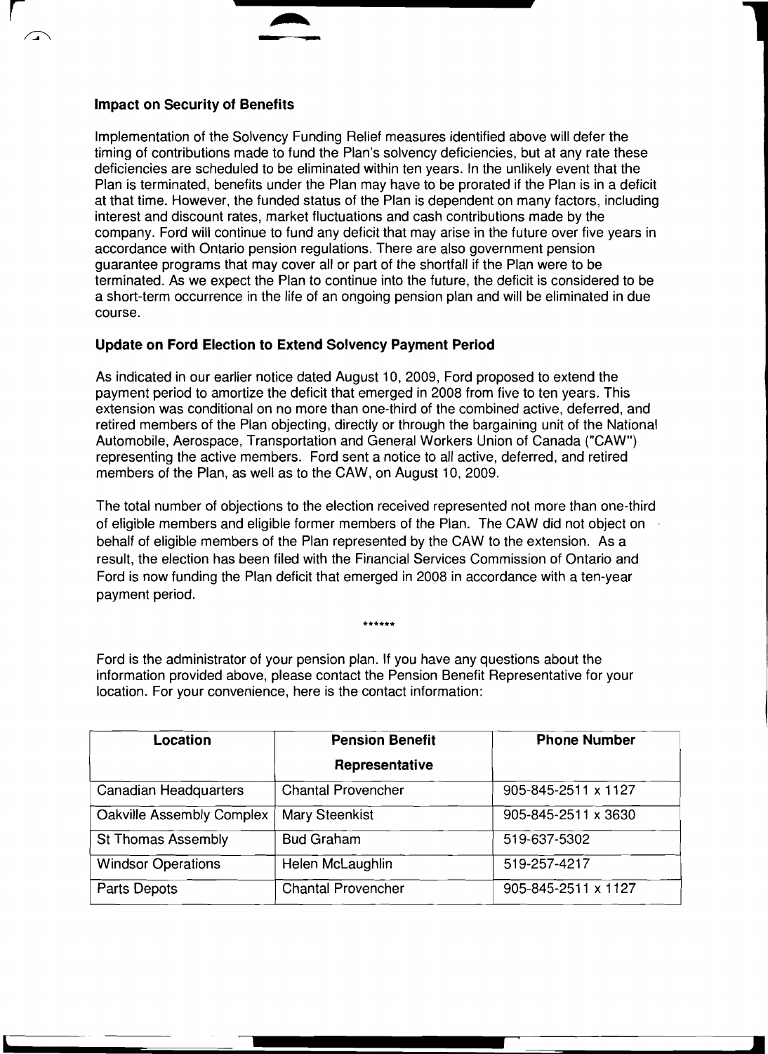### Impact on Security of Benefits

Implementation of the Solvency Funding Relief measures identified above will defer the timing of contributions made to fund the Plan's solvency deficiencies, but at any rate these deficiencies are scheduled to be eliminated within ten years. In the unlikely event that the Plan is terminated, benefits under the Plan may have to be prorated if the Plan is in a deficit at that time. However, the funded status of the Plan is dependent on many factors, including interest and discount rates, market fluctuations and cash contributions made by the company. Ford will continue to fund any deficit that may arise in the future over five years in accordance with Ontario pension regulations. There are also government pension guarantee programs that may cover all or part of the shortfall if the Plan were to be terminated. As we expect the Plan to continue into the future, the deficit is considered to be a short-term occurrence in the life of an ongoing pension plan and will be eliminated in due course.

### Update on Ford Election to Extend Solvency Payment Period

As indicated in our earlier notice dated August 10, 2009, Ford proposed to extend the payment period to amortize the deficit that emerged in 2008 from five to ten years. This extension was conditional on no more than one-third of the combined active, deferred, and retired members of the Plan objecting, directly or through the bargaining unit of the National Automobile, Aerospace, Transportation and General Workers Union of Canada ("CAW") representing the active members. Ford sent a notice to all active, deferred, and retired members of the Plan, as well as to the CAW, on August 10, 2009.

The total number of objections to the election received represented not more than one-third of eligible members and eligible former members of the Plan. The CAW did not object on behalf of eligible members of the Plan represented by the CAW to the extension. As a result, the election has been filed with the Financial Services Commission of Ontario and Ford is now funding the Plan deficit that emerged in 2008 in accordance with a ten-year payment period.

******

Ford is the administrator of your pension plan. If you have any questions about the information provided above, please contact the Pension Benefit Representative for your location. For your convenience, here is the contact information:

| Location | Pension Benefit Representative | Phone Number |
|---|---|---|
| Canadian Headquarters | Chantal Provencher | 905-845-2511 x 1127 |
| Oakville Assembly Complex | Mary Steenkist | 905-845-2511 x 3630 |
| St Thomas Assembly | Bud Graham | 519-637-5302 |
| Windsor Operations | Helen McLaughlin | 519-257-4217 |
| Parts Depots | Chantal Provencher | 905-845-2511 x 1127 |